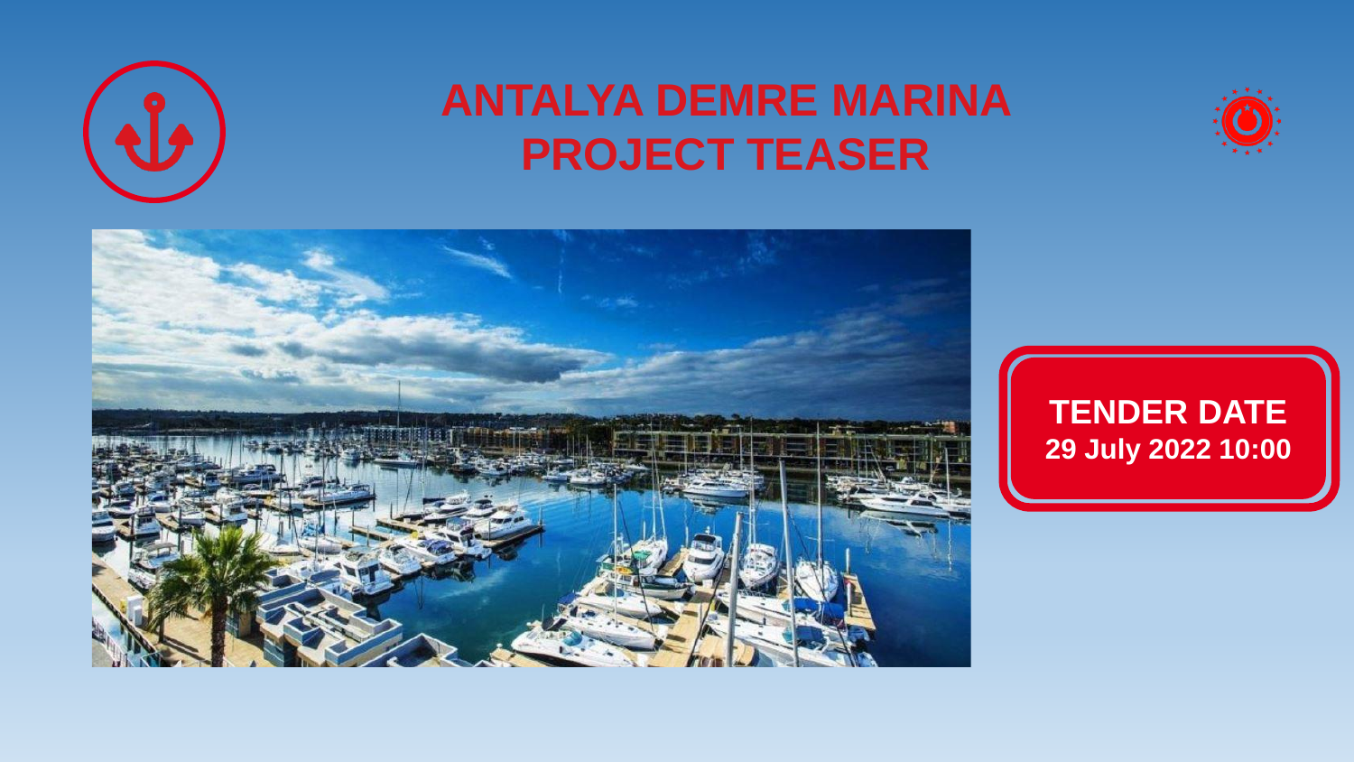# ANTALYA DEMRE MARINA PROJECT TEASER

**TENDER DATE**
**29 July 2022 10:00**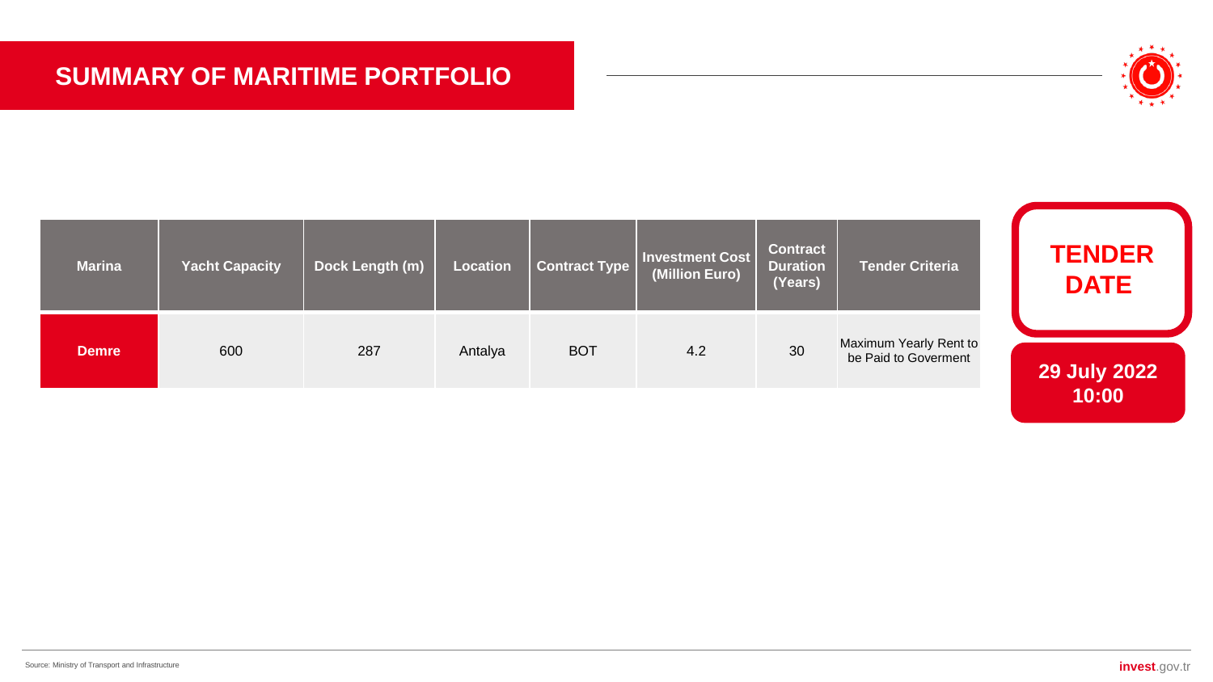# SUMMARY OF MARITIME PORTFOLIO

| Marina | Yacht Capacity | Dock Length (m) | Location | Contract Type | Investment Cost (Million Euro) | Contract Duration (Years) | Tender Criteria |
|---|---|---|---|---|---|---|---|
| **Demre** | 600 | 287 | Antalya | BOT | 4.2 | 30 | Maximum Yearly Rent to be Paid to Goverment |

**TENDER DATE**

**29 July 2022 10:00**

Source: Ministry of Transport and Infrastructure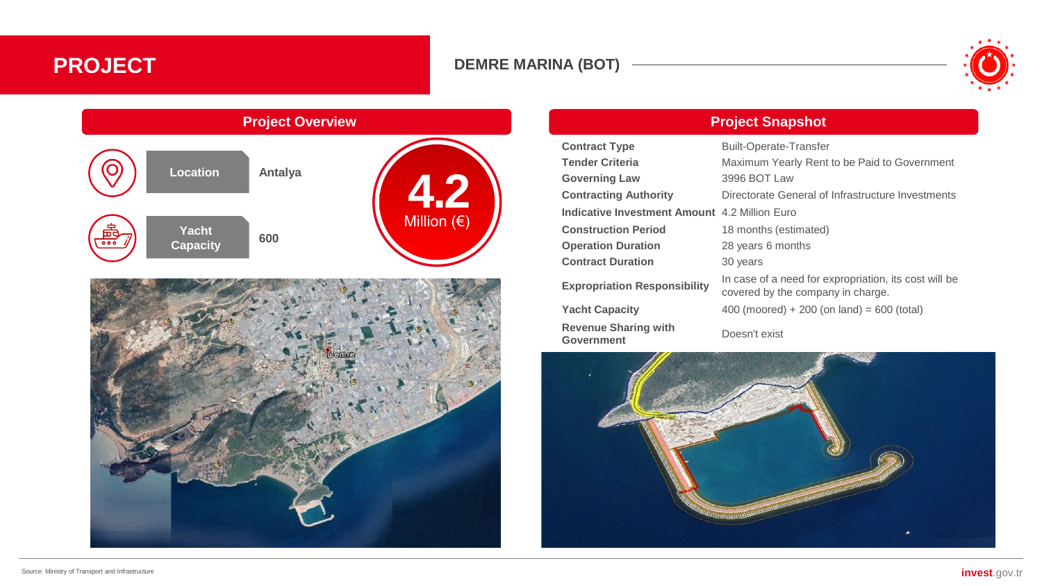# PROJECT

## DEMRE MARINA (BOT)

### Project Overview

| | |
|---|---|
| **Location** | Antalya |
| **Yacht Capacity** | 600 |

**4.2** Million (€)

### Project Snapshot

| | |
|---|---|
| **Contract Type** | Built-Operate-Transfer |
| **Tender Criteria** | Maximum Yearly Rent to be Paid to Government |
| **Governing Law** | 3996 BOT Law |
| **Contracting Authority** | Directorate General of Infrastructure Investments |
| **Indicative Investment Amount** | 4.2 Million Euro |
| **Construction Period** | 18 months (estimated) |
| **Operation Duration** | 28 years 6 months |
| **Contract Duration** | 30 years |
| **Expropriation Responsibility** | In case of a need for expropriation, its cost will be covered by the company in charge. |
| **Yacht Capacity** | 400 (moored) + 200 (on land) = 600 (total) |
| **Revenue Sharing with Government** | Doesn't exist |

Source: Ministry of Transport and Infrastructure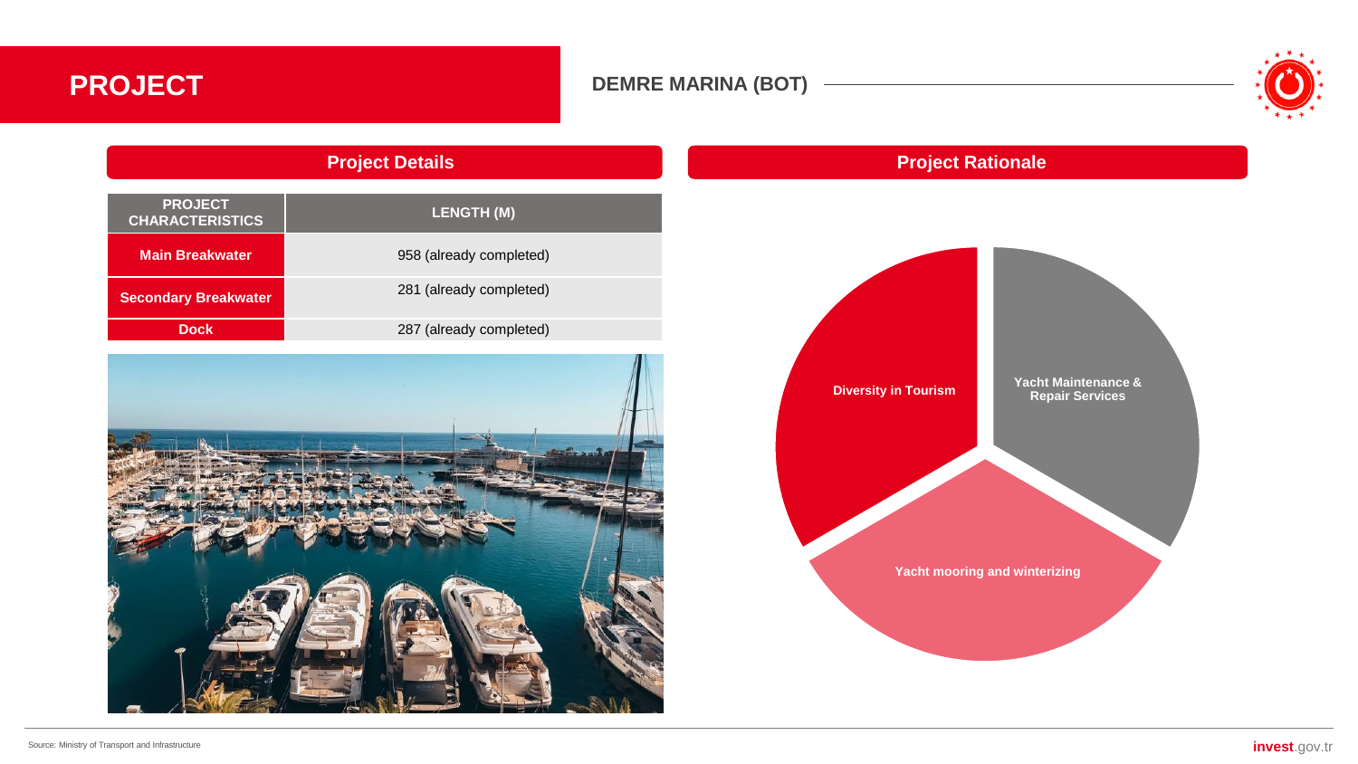# PROJECT

## DEMRE MARINA (BOT)

### Project Details

| PROJECT CHARACTERISTICS | LENGTH (M) |
| --- | --- |
| Main Breakwater | 958 (already completed) |
| Secondary Breakwater | 281 (already completed) |
| Dock | 287 (already completed) |

### Project Rationale

- Diversity in Tourism
- Yacht Maintenance & Repair Services
- Yacht mooring and winterizing

Source: Ministry of Transport and Infrastructure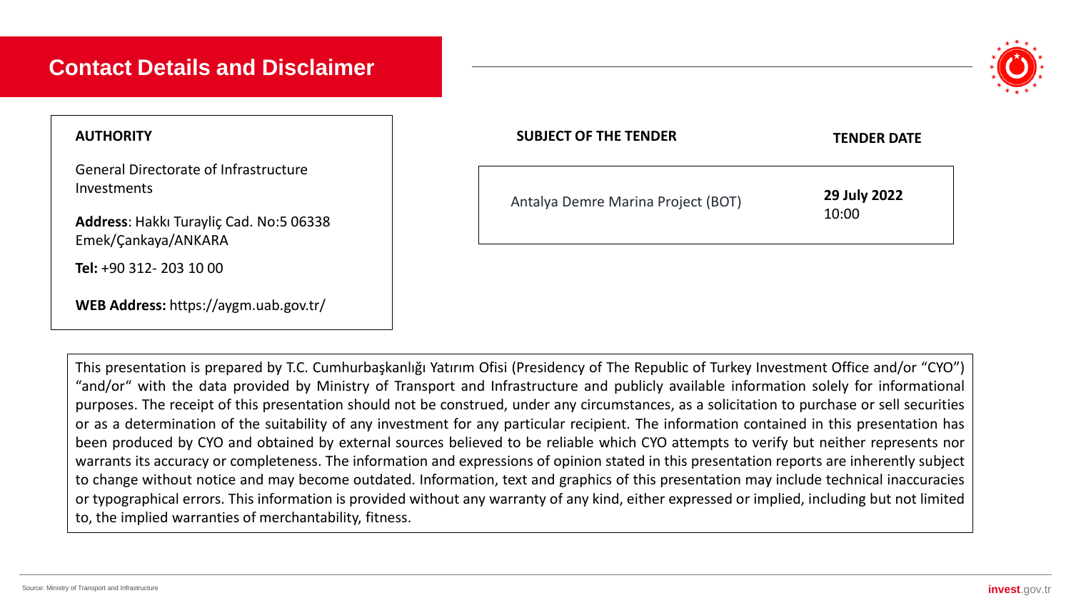# Contact Details and Disclaimer

**AUTHORITY**

General Directorate of Infrastructure Investments

**Address**: Hakkı Turayliç Cad. No:5 06338 Emek/Çankaya/ANKARA

**Tel:** +90 312- 203 10 00

**WEB Address:** https://aygm.uab.gov.tr/

| SUBJECT OF THE TENDER | TENDER DATE |
|---|---|
| Antalya Demre Marina Project (BOT) | **29 July 2022** 10:00 |

This presentation is prepared by T.C. Cumhurbaşkanlığı Yatırım Ofisi (Presidency of The Republic of Turkey Investment Office and/or "CYO") "and/or" with the data provided by Ministry of Transport and Infrastructure and publicly available information solely for informational purposes. The receipt of this presentation should not be construed, under any circumstances, as a solicitation to purchase or sell securities or as a determination of the suitability of any investment for any particular recipient. The information contained in this presentation has been produced by CYO and obtained by external sources believed to be reliable which CYO attempts to verify but neither represents nor warrants its accuracy or completeness. The information and expressions of opinion stated in this presentation reports are inherently subject to change without notice and may become outdated. Information, text and graphics of this presentation may include technical inaccuracies or typographical errors. This information is provided without any warranty of any kind, either expressed or implied, including but not limited to, the implied warranties of merchantability, fitness.

Source: Ministry of Transport and Infrastructure